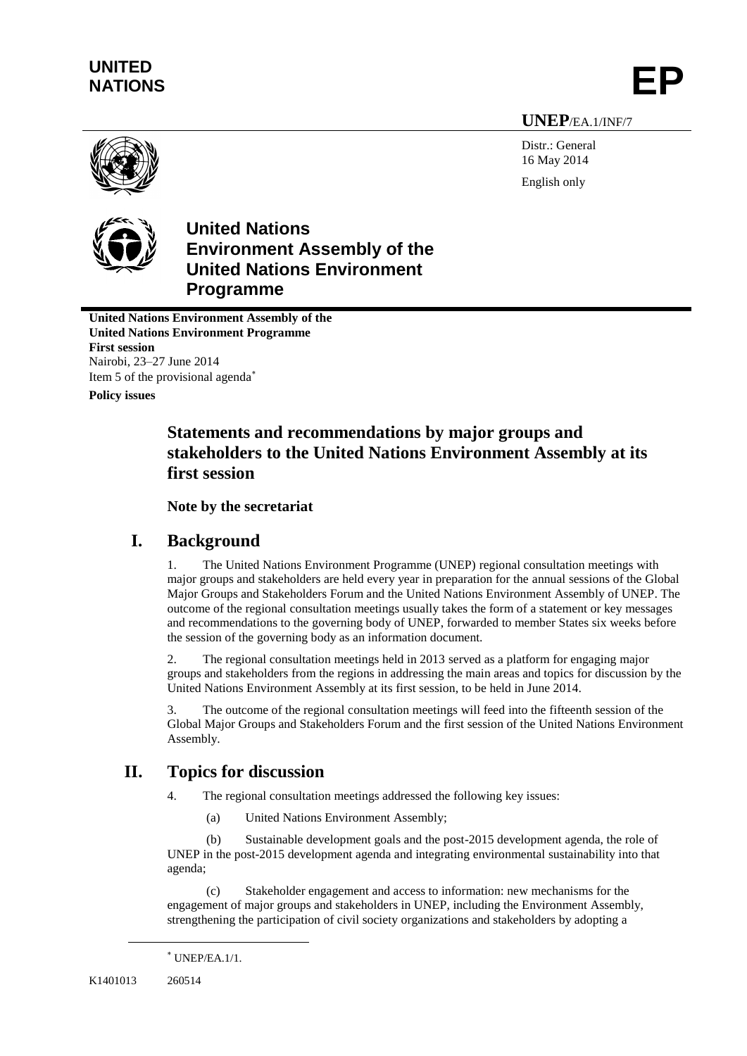**UNITED NATIONS** **EP**

**UNEP**/EA.1/INF/7

Distr.: General
16 May 2014

English only

# United Nations Environment Assembly of the United Nations Environment Programme

**United Nations Environment Assembly of the United Nations Environment Programme**
**First session**
Nairobi, 23–27 June 2014
Item 5 of the provisional agenda*

**Policy issues**

## Statements and recommendations by major groups and stakeholders to the United Nations Environment Assembly at its first session

**Note by the secretariat**

## I. Background

1. The United Nations Environment Programme (UNEP) regional consultation meetings with major groups and stakeholders are held every year in preparation for the annual sessions of the Global Major Groups and Stakeholders Forum and the United Nations Environment Assembly of UNEP. The outcome of the regional consultation meetings usually takes the form of a statement or key messages and recommendations to the governing body of UNEP, forwarded to member States six weeks before the session of the governing body as an information document.

2. The regional consultation meetings held in 2013 served as a platform for engaging major groups and stakeholders from the regions in addressing the main areas and topics for discussion by the United Nations Environment Assembly at its first session, to be held in June 2014.

3. The outcome of the regional consultation meetings will feed into the fifteenth session of the Global Major Groups and Stakeholders Forum and the first session of the United Nations Environment Assembly.

## II. Topics for discussion

4. The regional consultation meetings addressed the following key issues:

(a) United Nations Environment Assembly;

(b) Sustainable development goals and the post-2015 development agenda, the role of UNEP in the post-2015 development agenda and integrating environmental sustainability into that agenda;

(c) Stakeholder engagement and access to information: new mechanisms for the engagement of major groups and stakeholders in UNEP, including the Environment Assembly, strengthening the participation of civil society organizations and stakeholders by adopting a

* UNEP/EA.1/1.

K1401013 260514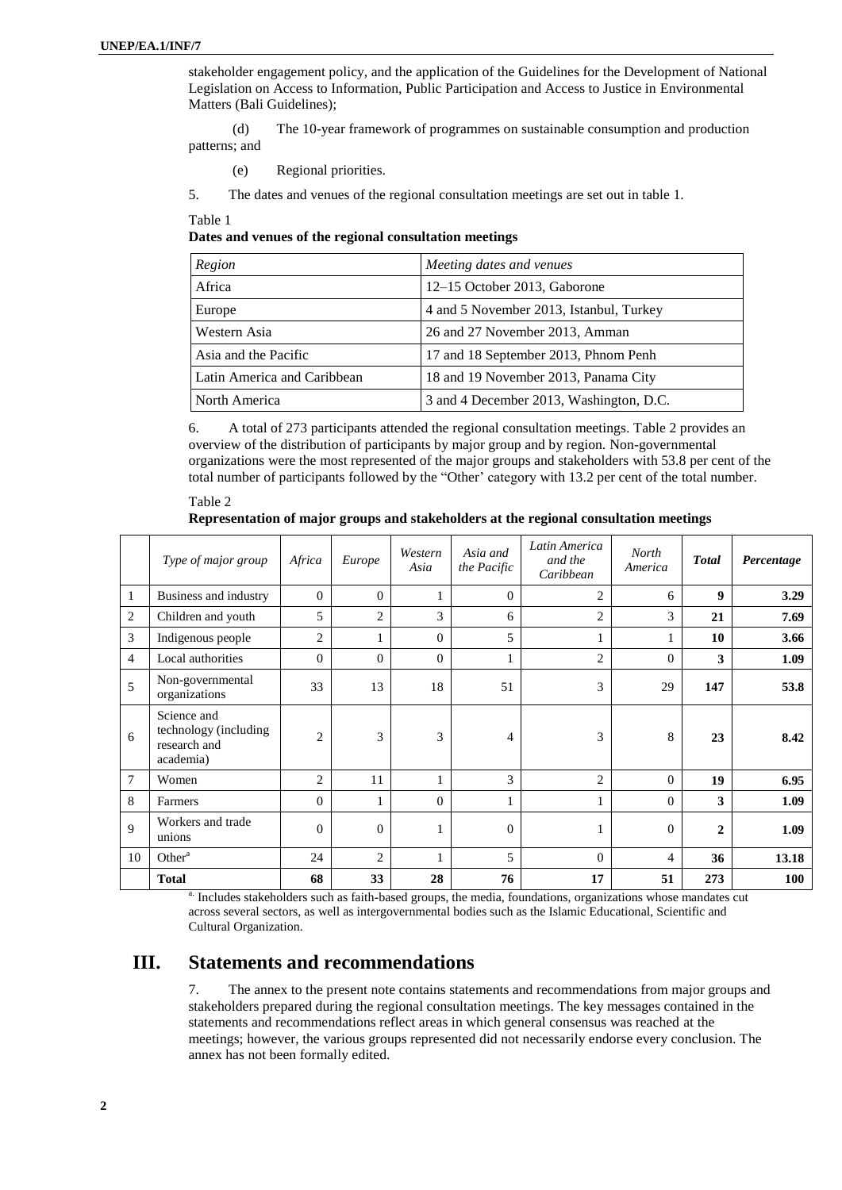stakeholder engagement policy, and the application of the Guidelines for the Development of National Legislation on Access to Information, Public Participation and Access to Justice in Environmental Matters (Bali Guidelines);

(d) The 10-year framework of programmes on sustainable consumption and production patterns; and

(e) Regional priorities.

5. The dates and venues of the regional consultation meetings are set out in table 1.

Table 1
**Dates and venues of the regional consultation meetings**

| *Region* | *Meeting dates and venues* |
|---|---|
| Africa | 12–15 October 2013, Gaborone |
| Europe | 4 and 5 November 2013, Istanbul, Turkey |
| Western Asia | 26 and 27 November 2013, Amman |
| Asia and the Pacific | 17 and 18 September 2013, Phnom Penh |
| Latin America and Caribbean | 18 and 19 November 2013, Panama City |
| North America | 3 and 4 December 2013, Washington, D.C. |

6. A total of 273 participants attended the regional consultation meetings. Table 2 provides an overview of the distribution of participants by major group and by region. Non-governmental organizations were the most represented of the major groups and stakeholders with 53.8 per cent of the total number of participants followed by the "Other' category with 13.2 per cent of the total number.

Table 2
**Representation of major groups and stakeholders at the regional consultation meetings**

| | *Type of major group* | *Africa* | *Europe* | *Western Asia* | *Asia and the Pacific* | *Latin America and the Caribbean* | *North America* | ***Total*** | ***Percentage*** |
|---|---|---|---|---|---|---|---|---|---|
| 1 | Business and industry | 0 | 0 | 1 | 0 | 2 | 6 | **9** | **3.29** |
| 2 | Children and youth | 5 | 2 | 3 | 6 | 2 | 3 | **21** | **7.69** |
| 3 | Indigenous people | 2 | 1 | 0 | 5 | 1 | 1 | **10** | **3.66** |
| 4 | Local authorities | 0 | 0 | 0 | 1 | 2 | 0 | **3** | **1.09** |
| 5 | Non-governmental organizations | 33 | 13 | 18 | 51 | 3 | 29 | **147** | **53.8** |
| 6 | Science and technology (including research and academia) | 2 | 3 | 3 | 4 | 3 | 8 | **23** | **8.42** |
| 7 | Women | 2 | 11 | 1 | 3 | 2 | 0 | **19** | **6.95** |
| 8 | Farmers | 0 | 1 | 0 | 1 | 1 | 0 | **3** | **1.09** |
| 9 | Workers and trade unions | 0 | 0 | 1 | 0 | 1 | 0 | **2** | **1.09** |
| 10 | Other[a] | 24 | 2 | 1 | 5 | 0 | 4 | **36** | **13.18** |
| | **Total** | **68** | **33** | **28** | **76** | **17** | **51** | **273** | **100** |

[a] Includes stakeholders such as faith-based groups, the media, foundations, organizations whose mandates cut across several sectors, as well as intergovernmental bodies such as the Islamic Educational, Scientific and Cultural Organization.

## III. Statements and recommendations

7. The annex to the present note contains statements and recommendations from major groups and stakeholders prepared during the regional consultation meetings. The key messages contained in the statements and recommendations reflect areas in which general consensus was reached at the meetings; however, the various groups represented did not necessarily endorse every conclusion. The annex has not been formally edited.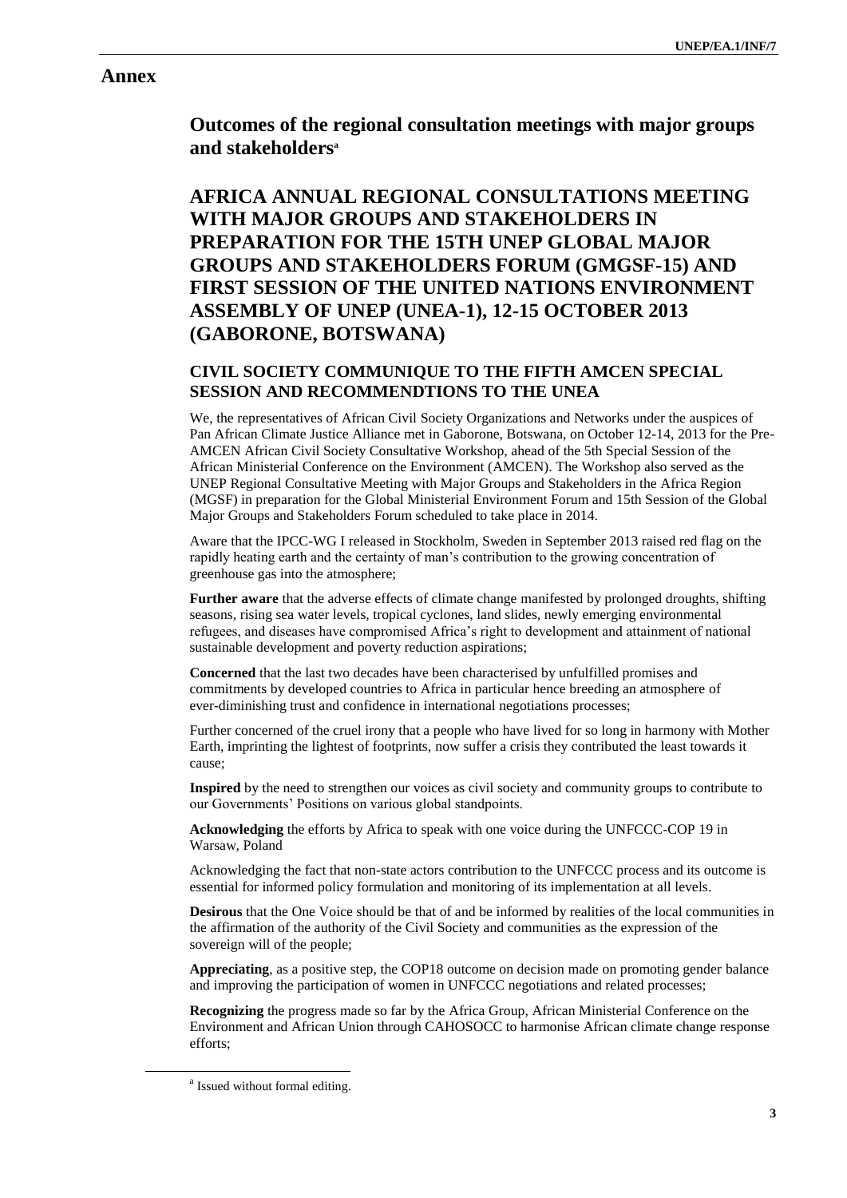# Annex

## Outcomes of the regional consultation meetings with major groups and stakeholders[a]

## AFRICA ANNUAL REGIONAL CONSULTATIONS MEETING WITH MAJOR GROUPS AND STAKEHOLDERS IN PREPARATION FOR THE 15TH UNEP GLOBAL MAJOR GROUPS AND STAKEHOLDERS FORUM (GMGSF-15) AND FIRST SESSION OF THE UNITED NATIONS ENVIRONMENT ASSEMBLY OF UNEP (UNEA-1), 12-15 OCTOBER 2013 (GABORONE, BOTSWANA)

### CIVIL SOCIETY COMMUNIQUE TO THE FIFTH AMCEN SPECIAL SESSION AND RECOMMENDTIONS TO THE UNEA

We, the representatives of African Civil Society Organizations and Networks under the auspices of Pan African Climate Justice Alliance met in Gaborone, Botswana, on October 12-14, 2013 for the Pre-AMCEN African Civil Society Consultative Workshop, ahead of the 5th Special Session of the African Ministerial Conference on the Environment (AMCEN). The Workshop also served as the UNEP Regional Consultative Meeting with Major Groups and Stakeholders in the Africa Region (MGSF) in preparation for the Global Ministerial Environment Forum and 15th Session of the Global Major Groups and Stakeholders Forum scheduled to take place in 2014.

Aware that the IPCC-WG I released in Stockholm, Sweden in September 2013 raised red flag on the rapidly heating earth and the certainty of man's contribution to the growing concentration of greenhouse gas into the atmosphere;

**Further aware** that the adverse effects of climate change manifested by prolonged droughts, shifting seasons, rising sea water levels, tropical cyclones, land slides, newly emerging environmental refugees, and diseases have compromised Africa's right to development and attainment of national sustainable development and poverty reduction aspirations;

**Concerned** that the last two decades have been characterised by unfulfilled promises and commitments by developed countries to Africa in particular hence breeding an atmosphere of ever-diminishing trust and confidence in international negotiations processes;

Further concerned of the cruel irony that a people who have lived for so long in harmony with Mother Earth, imprinting the lightest of footprints, now suffer a crisis they contributed the least towards it cause;

**Inspired** by the need to strengthen our voices as civil society and community groups to contribute to our Governments' Positions on various global standpoints.

**Acknowledging** the efforts by Africa to speak with one voice during the UNFCCC-COP 19 in Warsaw, Poland

Acknowledging the fact that non-state actors contribution to the UNFCCC process and its outcome is essential for informed policy formulation and monitoring of its implementation at all levels.

**Desirous** that the One Voice should be that of and be informed by realities of the local communities in the affirmation of the authority of the Civil Society and communities as the expression of the sovereign will of the people;

**Appreciating**, as a positive step, the COP18 outcome on decision made on promoting gender balance and improving the participation of women in UNFCCC negotiations and related processes;

**Recognizing** the progress made so far by the Africa Group, African Ministerial Conference on the Environment and African Union through CAHOSOCC to harmonise African climate change response efforts;

[a] Issued without formal editing.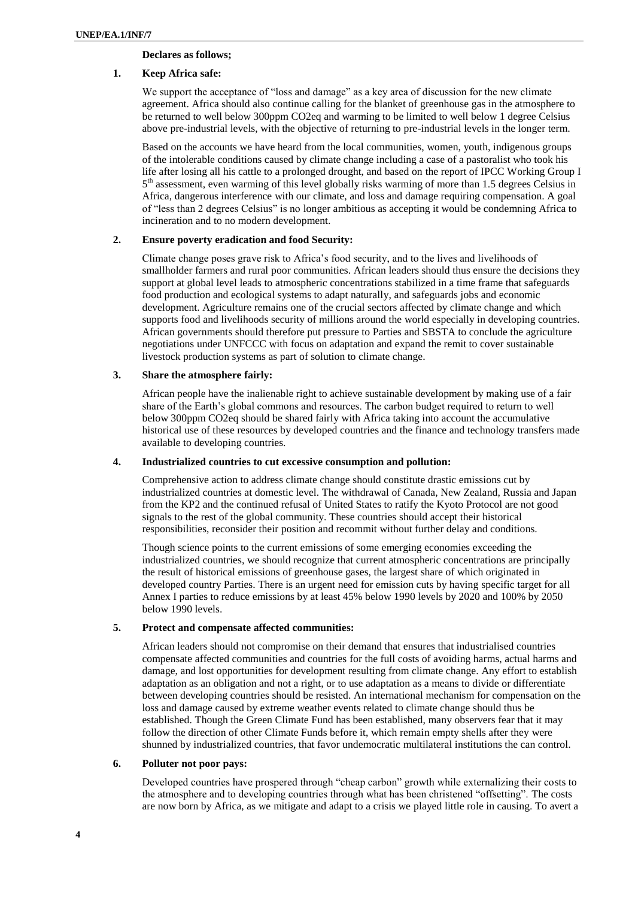**Declares as follows;**

**1. Keep Africa safe:**

We support the acceptance of "loss and damage" as a key area of discussion for the new climate agreement. Africa should also continue calling for the blanket of greenhouse gas in the atmosphere to be returned to well below 300ppm CO2eq and warming to be limited to well below 1 degree Celsius above pre-industrial levels, with the objective of returning to pre-industrial levels in the longer term.

Based on the accounts we have heard from the local communities, women, youth, indigenous groups of the intolerable conditions caused by climate change including a case of a pastoralist who took his life after losing all his cattle to a prolonged drought, and based on the report of IPCC Working Group I 5th assessment, even warming of this level globally risks warming of more than 1.5 degrees Celsius in Africa, dangerous interference with our climate, and loss and damage requiring compensation. A goal of "less than 2 degrees Celsius" is no longer ambitious as accepting it would be condemning Africa to incineration and to no modern development.

**2. Ensure poverty eradication and food Security:**

Climate change poses grave risk to Africa's food security, and to the lives and livelihoods of smallholder farmers and rural poor communities. African leaders should thus ensure the decisions they support at global level leads to atmospheric concentrations stabilized in a time frame that safeguards food production and ecological systems to adapt naturally, and safeguards jobs and economic development. Agriculture remains one of the crucial sectors affected by climate change and which supports food and livelihoods security of millions around the world especially in developing countries. African governments should therefore put pressure to Parties and SBSTA to conclude the agriculture negotiations under UNFCCC with focus on adaptation and expand the remit to cover sustainable livestock production systems as part of solution to climate change.

**3. Share the atmosphere fairly:**

African people have the inalienable right to achieve sustainable development by making use of a fair share of the Earth's global commons and resources. The carbon budget required to return to well below 300ppm CO2eq should be shared fairly with Africa taking into account the accumulative historical use of these resources by developed countries and the finance and technology transfers made available to developing countries.

**4. Industrialized countries to cut excessive consumption and pollution:**

Comprehensive action to address climate change should constitute drastic emissions cut by industrialized countries at domestic level. The withdrawal of Canada, New Zealand, Russia and Japan from the KP2 and the continued refusal of United States to ratify the Kyoto Protocol are not good signals to the rest of the global community. These countries should accept their historical responsibilities, reconsider their position and recommit without further delay and conditions.

Though science points to the current emissions of some emerging economies exceeding the industrialized countries, we should recognize that current atmospheric concentrations are principally the result of historical emissions of greenhouse gases, the largest share of which originated in developed country Parties. There is an urgent need for emission cuts by having specific target for all Annex I parties to reduce emissions by at least 45% below 1990 levels by 2020 and 100% by 2050 below 1990 levels.

**5. Protect and compensate affected communities:**

African leaders should not compromise on their demand that ensures that industrialised countries compensate affected communities and countries for the full costs of avoiding harms, actual harms and damage, and lost opportunities for development resulting from climate change. Any effort to establish adaptation as an obligation and not a right, or to use adaptation as a means to divide or differentiate between developing countries should be resisted. An international mechanism for compensation on the loss and damage caused by extreme weather events related to climate change should thus be established. Though the Green Climate Fund has been established, many observers fear that it may follow the direction of other Climate Funds before it, which remain empty shells after they were shunned by industrialized countries, that favor undemocratic multilateral institutions the can control.

**6. Polluter not poor pays:**

Developed countries have prospered through "cheap carbon" growth while externalizing their costs to the atmosphere and to developing countries through what has been christened "offsetting". The costs are now born by Africa, as we mitigate and adapt to a crisis we played little role in causing. To avert a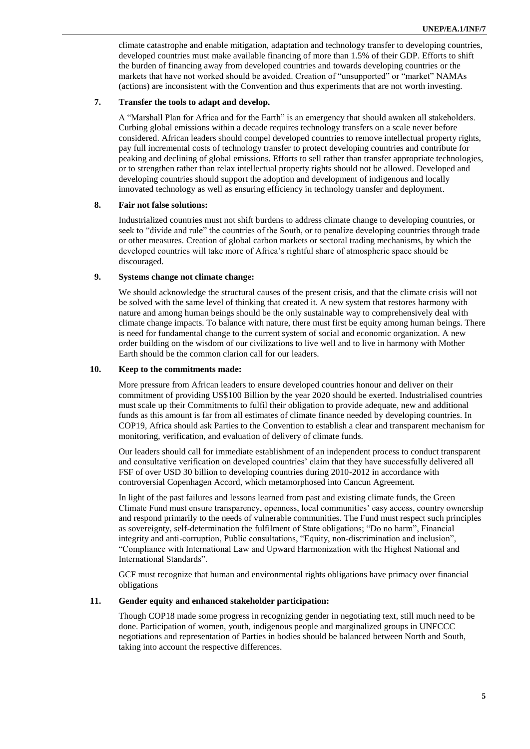climate catastrophe and enable mitigation, adaptation and technology transfer to developing countries, developed countries must make available financing of more than 1.5% of their GDP. Efforts to shift the burden of financing away from developed countries and towards developing countries or the markets that have not worked should be avoided. Creation of "unsupported" or "market" NAMAs (actions) are inconsistent with the Convention and thus experiments that are not worth investing.

**7. Transfer the tools to adapt and develop.**

A "Marshall Plan for Africa and for the Earth" is an emergency that should awaken all stakeholders. Curbing global emissions within a decade requires technology transfers on a scale never before considered. African leaders should compel developed countries to remove intellectual property rights, pay full incremental costs of technology transfer to protect developing countries and contribute for peaking and declining of global emissions. Efforts to sell rather than transfer appropriate technologies, or to strengthen rather than relax intellectual property rights should not be allowed. Developed and developing countries should support the adoption and development of indigenous and locally innovated technology as well as ensuring efficiency in technology transfer and deployment.

**8. Fair not false solutions:**

Industrialized countries must not shift burdens to address climate change to developing countries, or seek to "divide and rule" the countries of the South, or to penalize developing countries through trade or other measures. Creation of global carbon markets or sectoral trading mechanisms, by which the developed countries will take more of Africa's rightful share of atmospheric space should be discouraged.

**9. Systems change not climate change:**

We should acknowledge the structural causes of the present crisis, and that the climate crisis will not be solved with the same level of thinking that created it. A new system that restores harmony with nature and among human beings should be the only sustainable way to comprehensively deal with climate change impacts. To balance with nature, there must first be equity among human beings. There is need for fundamental change to the current system of social and economic organization. A new order building on the wisdom of our civilizations to live well and to live in harmony with Mother Earth should be the common clarion call for our leaders.

**10. Keep to the commitments made:**

More pressure from African leaders to ensure developed countries honour and deliver on their commitment of providing US$100 Billion by the year 2020 should be exerted. Industrialised countries must scale up their Commitments to fulfil their obligation to provide adequate, new and additional funds as this amount is far from all estimates of climate finance needed by developing countries. In COP19, Africa should ask Parties to the Convention to establish a clear and transparent mechanism for monitoring, verification, and evaluation of delivery of climate funds.

Our leaders should call for immediate establishment of an independent process to conduct transparent and consultative verification on developed countries' claim that they have successfully delivered all FSF of over USD 30 billion to developing countries during 2010-2012 in accordance with controversial Copenhagen Accord, which metamorphosed into Cancun Agreement.

In light of the past failures and lessons learned from past and existing climate funds, the Green Climate Fund must ensure transparency, openness, local communities' easy access, country ownership and respond primarily to the needs of vulnerable communities. The Fund must respect such principles as sovereignty, self-determination the fulfilment of State obligations; "Do no harm", Financial integrity and anti-corruption, Public consultations, "Equity, non-discrimination and inclusion", "Compliance with International Law and Upward Harmonization with the Highest National and International Standards".

GCF must recognize that human and environmental rights obligations have primacy over financial obligations

**11. Gender equity and enhanced stakeholder participation:**

Though COP18 made some progress in recognizing gender in negotiating text, still much need to be done. Participation of women, youth, indigenous people and marginalized groups in UNFCCC negotiations and representation of Parties in bodies should be balanced between North and South, taking into account the respective differences.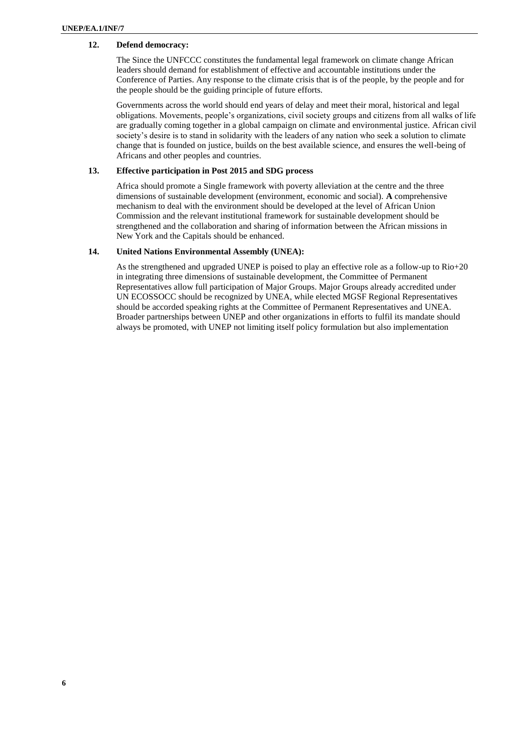**12. Defend democracy:**

The Since the UNFCCC constitutes the fundamental legal framework on climate change African leaders should demand for establishment of effective and accountable institutions under the Conference of Parties. Any response to the climate crisis that is of the people, by the people and for the people should be the guiding principle of future efforts.

Governments across the world should end years of delay and meet their moral, historical and legal obligations. Movements, people's organizations, civil society groups and citizens from all walks of life are gradually coming together in a global campaign on climate and environmental justice. African civil society's desire is to stand in solidarity with the leaders of any nation who seek a solution to climate change that is founded on justice, builds on the best available science, and ensures the well-being of Africans and other peoples and countries.

**13. Effective participation in Post 2015 and SDG process**

Africa should promote a Single framework with poverty alleviation at the centre and the three dimensions of sustainable development (environment, economic and social). **A** comprehensive mechanism to deal with the environment should be developed at the level of African Union Commission and the relevant institutional framework for sustainable development should be strengthened and the collaboration and sharing of information between the African missions in New York and the Capitals should be enhanced.

**14. United Nations Environmental Assembly (UNEA):**

As the strengthened and upgraded UNEP is poised to play an effective role as a follow-up to Rio+20 in integrating three dimensions of sustainable development, the Committee of Permanent Representatives allow full participation of Major Groups. Major Groups already accredited under UN ECOSSOCC should be recognized by UNEA, while elected MGSF Regional Representatives should be accorded speaking rights at the Committee of Permanent Representatives and UNEA. Broader partnerships between UNEP and other organizations in efforts to fulfil its mandate should always be promoted, with UNEP not limiting itself policy formulation but also implementation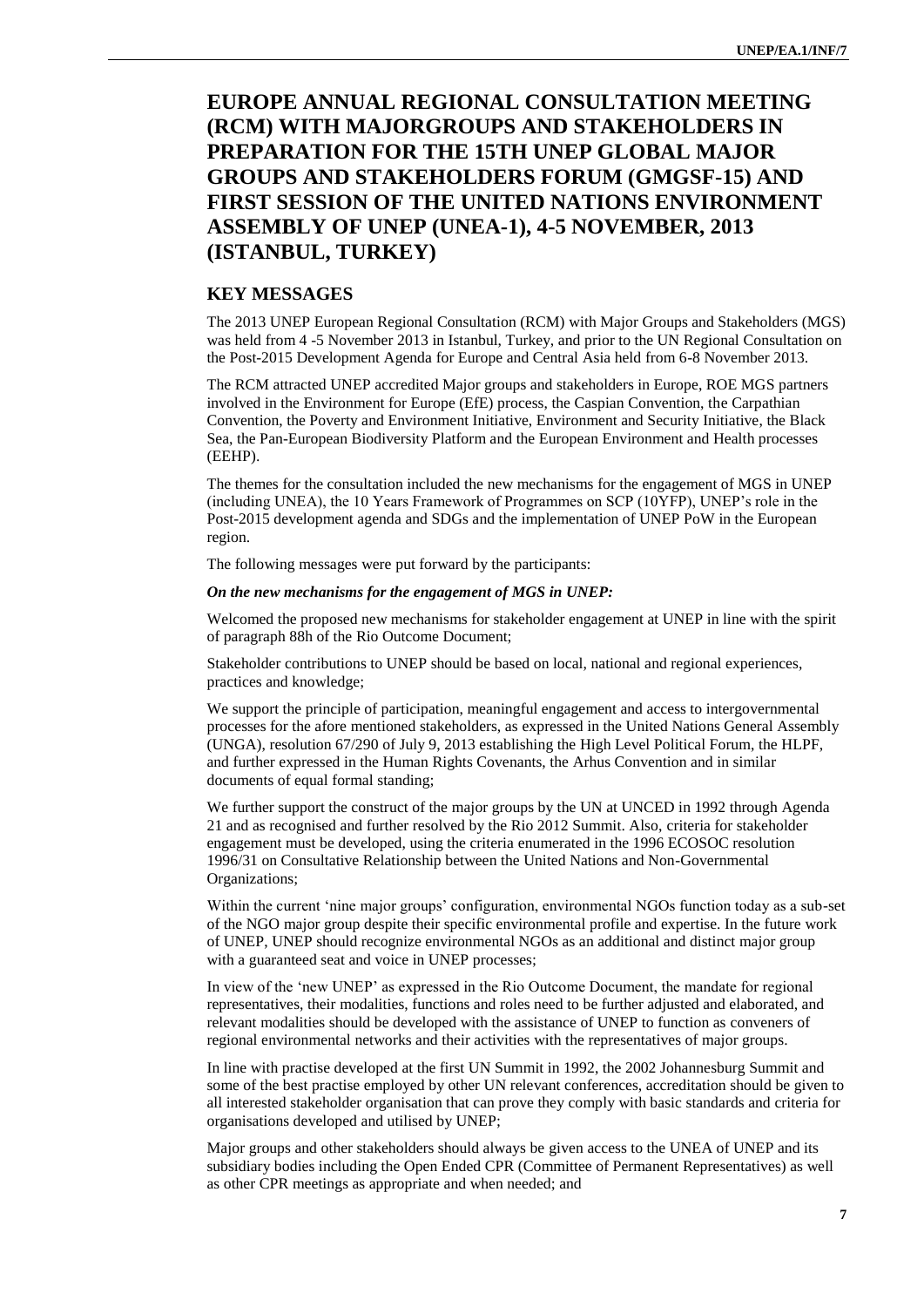# EUROPE ANNUAL REGIONAL CONSULTATION MEETING (RCM) WITH MAJORGROUPS AND STAKEHOLDERS IN PREPARATION FOR THE 15TH UNEP GLOBAL MAJOR GROUPS AND STAKEHOLDERS FORUM (GMGSF-15) AND FIRST SESSION OF THE UNITED NATIONS ENVIRONMENT ASSEMBLY OF UNEP (UNEA-1), 4-5 NOVEMBER, 2013 (ISTANBUL, TURKEY)

## KEY MESSAGES

The 2013 UNEP European Regional Consultation (RCM) with Major Groups and Stakeholders (MGS) was held from 4 -5 November 2013 in Istanbul, Turkey, and prior to the UN Regional Consultation on the Post-2015 Development Agenda for Europe and Central Asia held from 6-8 November 2013.

The RCM attracted UNEP accredited Major groups and stakeholders in Europe, ROE MGS partners involved in the Environment for Europe (EfE) process, the Caspian Convention, the Carpathian Convention, the Poverty and Environment Initiative, Environment and Security Initiative, the Black Sea, the Pan-European Biodiversity Platform and the European Environment and Health processes (EEHP).

The themes for the consultation included the new mechanisms for the engagement of MGS in UNEP (including UNEA), the 10 Years Framework of Programmes on SCP (10YFP), UNEP's role in the Post-2015 development agenda and SDGs and the implementation of UNEP PoW in the European region.

The following messages were put forward by the participants:

***On the new mechanisms for the engagement of MGS in UNEP:***

Welcomed the proposed new mechanisms for stakeholder engagement at UNEP in line with the spirit of paragraph 88h of the Rio Outcome Document;

Stakeholder contributions to UNEP should be based on local, national and regional experiences, practices and knowledge;

We support the principle of participation, meaningful engagement and access to intergovernmental processes for the afore mentioned stakeholders, as expressed in the United Nations General Assembly (UNGA), resolution 67/290 of July 9, 2013 establishing the High Level Political Forum, the HLPF, and further expressed in the Human Rights Covenants, the Arhus Convention and in similar documents of equal formal standing;

We further support the construct of the major groups by the UN at UNCED in 1992 through Agenda 21 and as recognised and further resolved by the Rio 2012 Summit. Also, criteria for stakeholder engagement must be developed, using the criteria enumerated in the 1996 ECOSOC resolution 1996/31 on Consultative Relationship between the United Nations and Non-Governmental Organizations;

Within the current 'nine major groups' configuration, environmental NGOs function today as a sub-set of the NGO major group despite their specific environmental profile and expertise. In the future work of UNEP, UNEP should recognize environmental NGOs as an additional and distinct major group with a guaranteed seat and voice in UNEP processes;

In view of the 'new UNEP' as expressed in the Rio Outcome Document, the mandate for regional representatives, their modalities, functions and roles need to be further adjusted and elaborated, and relevant modalities should be developed with the assistance of UNEP to function as conveners of regional environmental networks and their activities with the representatives of major groups.

In line with practise developed at the first UN Summit in 1992, the 2002 Johannesburg Summit and some of the best practise employed by other UN relevant conferences, accreditation should be given to all interested stakeholder organisation that can prove they comply with basic standards and criteria for organisations developed and utilised by UNEP;

Major groups and other stakeholders should always be given access to the UNEA of UNEP and its subsidiary bodies including the Open Ended CPR (Committee of Permanent Representatives) as well as other CPR meetings as appropriate and when needed; and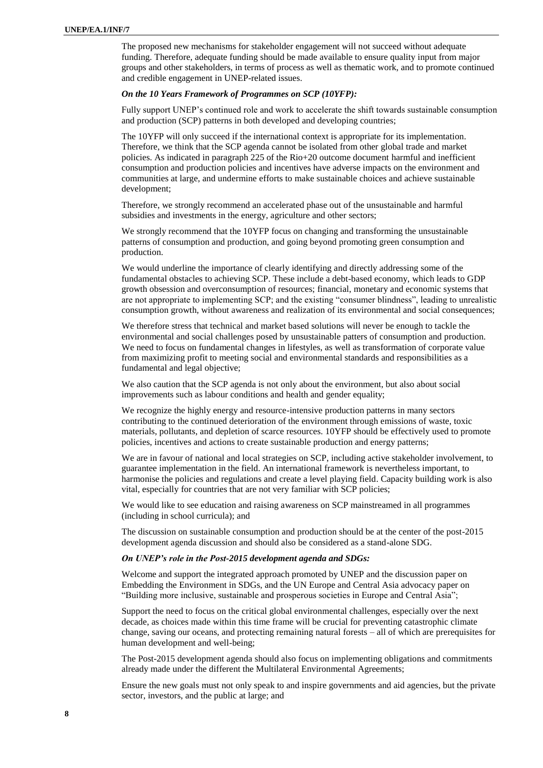The proposed new mechanisms for stakeholder engagement will not succeed without adequate funding. Therefore, adequate funding should be made available to ensure quality input from major groups and other stakeholders, in terms of process as well as thematic work, and to promote continued and credible engagement in UNEP-related issues.

***On the 10 Years Framework of Programmes on SCP (10YFP):***

Fully support UNEP's continued role and work to accelerate the shift towards sustainable consumption and production (SCP) patterns in both developed and developing countries;

The 10YFP will only succeed if the international context is appropriate for its implementation. Therefore, we think that the SCP agenda cannot be isolated from other global trade and market policies. As indicated in paragraph 225 of the Rio+20 outcome document harmful and inefficient consumption and production policies and incentives have adverse impacts on the environment and communities at large, and undermine efforts to make sustainable choices and achieve sustainable development;

Therefore, we strongly recommend an accelerated phase out of the unsustainable and harmful subsidies and investments in the energy, agriculture and other sectors;

We strongly recommend that the 10YFP focus on changing and transforming the unsustainable patterns of consumption and production, and going beyond promoting green consumption and production.

We would underline the importance of clearly identifying and directly addressing some of the fundamental obstacles to achieving SCP. These include a debt-based economy, which leads to GDP growth obsession and overconsumption of resources; financial, monetary and economic systems that are not appropriate to implementing SCP; and the existing "consumer blindness", leading to unrealistic consumption growth, without awareness and realization of its environmental and social consequences;

We therefore stress that technical and market based solutions will never be enough to tackle the environmental and social challenges posed by unsustainable patters of consumption and production. We need to focus on fundamental changes in lifestyles, as well as transformation of corporate value from maximizing profit to meeting social and environmental standards and responsibilities as a fundamental and legal objective;

We also caution that the SCP agenda is not only about the environment, but also about social improvements such as labour conditions and health and gender equality;

We recognize the highly energy and resource-intensive production patterns in many sectors contributing to the continued deterioration of the environment through emissions of waste, toxic materials, pollutants, and depletion of scarce resources. 10YFP should be effectively used to promote policies, incentives and actions to create sustainable production and energy patterns;

We are in favour of national and local strategies on SCP, including active stakeholder involvement, to guarantee implementation in the field. An international framework is nevertheless important, to harmonise the policies and regulations and create a level playing field. Capacity building work is also vital, especially for countries that are not very familiar with SCP policies;

We would like to see education and raising awareness on SCP mainstreamed in all programmes (including in school curricula); and

The discussion on sustainable consumption and production should be at the center of the post-2015 development agenda discussion and should also be considered as a stand-alone SDG.

***On UNEP's role in the Post-2015 development agenda and SDGs:***

Welcome and support the integrated approach promoted by UNEP and the discussion paper on Embedding the Environment in SDGs, and the UN Europe and Central Asia advocacy paper on "Building more inclusive, sustainable and prosperous societies in Europe and Central Asia";

Support the need to focus on the critical global environmental challenges, especially over the next decade, as choices made within this time frame will be crucial for preventing catastrophic climate change, saving our oceans, and protecting remaining natural forests – all of which are prerequisites for human development and well-being;

The Post-2015 development agenda should also focus on implementing obligations and commitments already made under the different the Multilateral Environmental Agreements;

Ensure the new goals must not only speak to and inspire governments and aid agencies, but the private sector, investors, and the public at large; and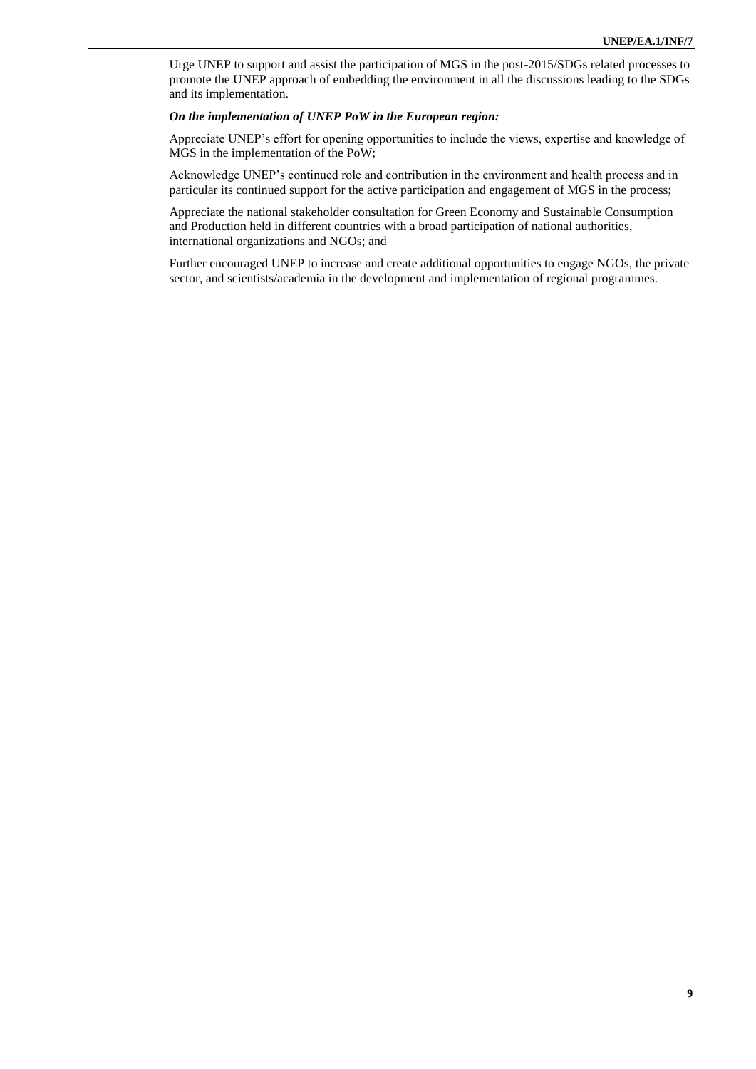Urge UNEP to support and assist the participation of MGS in the post-2015/SDGs related processes to promote the UNEP approach of embedding the environment in all the discussions leading to the SDGs and its implementation.

***On the implementation of UNEP PoW in the European region:***

Appreciate UNEP's effort for opening opportunities to include the views, expertise and knowledge of MGS in the implementation of the PoW;

Acknowledge UNEP's continued role and contribution in the environment and health process and in particular its continued support for the active participation and engagement of MGS in the process;

Appreciate the national stakeholder consultation for Green Economy and Sustainable Consumption and Production held in different countries with a broad participation of national authorities, international organizations and NGOs; and

Further encouraged UNEP to increase and create additional opportunities to engage NGOs, the private sector, and scientists/academia in the development and implementation of regional programmes.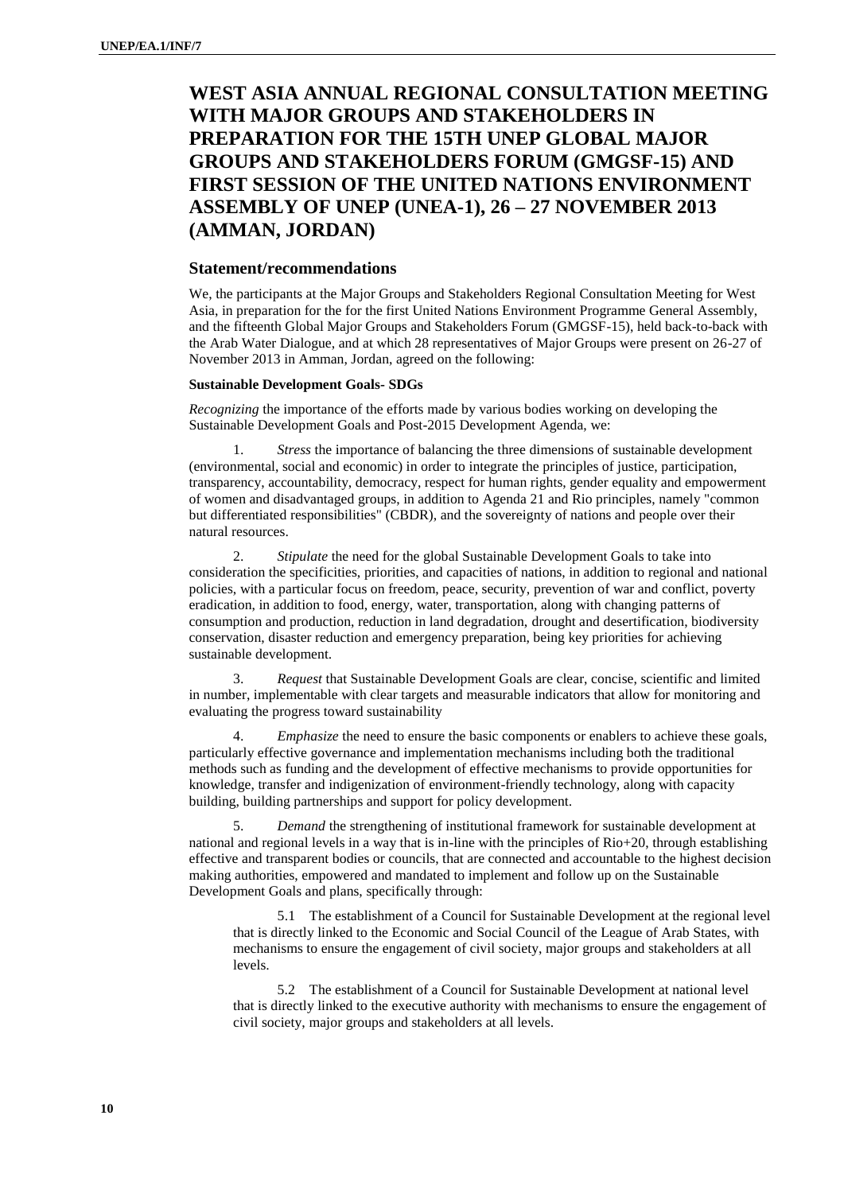# WEST ASIA ANNUAL REGIONAL CONSULTATION MEETING WITH MAJOR GROUPS AND STAKEHOLDERS IN PREPARATION FOR THE 15TH UNEP GLOBAL MAJOR GROUPS AND STAKEHOLDERS FORUM (GMGSF-15) AND FIRST SESSION OF THE UNITED NATIONS ENVIRONMENT ASSEMBLY OF UNEP (UNEA-1), 26 – 27 NOVEMBER 2013 (AMMAN, JORDAN)

## Statement/recommendations

We, the participants at the Major Groups and Stakeholders Regional Consultation Meeting for West Asia, in preparation for the for the first United Nations Environment Programme General Assembly, and the fifteenth Global Major Groups and Stakeholders Forum (GMGSF-15), held back-to-back with the Arab Water Dialogue, and at which 28 representatives of Major Groups were present on 26-27 of November 2013 in Amman, Jordan, agreed on the following:

#### Sustainable Development Goals- SDGs

*Recognizing* the importance of the efforts made by various bodies working on developing the Sustainable Development Goals and Post-2015 Development Agenda, we:

1. *Stress* the importance of balancing the three dimensions of sustainable development (environmental, social and economic) in order to integrate the principles of justice, participation, transparency, accountability, democracy, respect for human rights, gender equality and empowerment of women and disadvantaged groups, in addition to Agenda 21 and Rio principles, namely "common but differentiated responsibilities" (CBDR), and the sovereignty of nations and people over their natural resources.

2. *Stipulate* the need for the global Sustainable Development Goals to take into consideration the specificities, priorities, and capacities of nations, in addition to regional and national policies, with a particular focus on freedom, peace, security, prevention of war and conflict, poverty eradication, in addition to food, energy, water, transportation, along with changing patterns of consumption and production, reduction in land degradation, drought and desertification, biodiversity conservation, disaster reduction and emergency preparation, being key priorities for achieving sustainable development.

3. *Request* that Sustainable Development Goals are clear, concise, scientific and limited in number, implementable with clear targets and measurable indicators that allow for monitoring and evaluating the progress toward sustainability

4. *Emphasize* the need to ensure the basic components or enablers to achieve these goals, particularly effective governance and implementation mechanisms including both the traditional methods such as funding and the development of effective mechanisms to provide opportunities for knowledge, transfer and indigenization of environment-friendly technology, along with capacity building, building partnerships and support for policy development.

5. *Demand* the strengthening of institutional framework for sustainable development at national and regional levels in a way that is in-line with the principles of Rio+20, through establishing effective and transparent bodies or councils, that are connected and accountable to the highest decision making authorities, empowered and mandated to implement and follow up on the Sustainable Development Goals and plans, specifically through:

   5.1 The establishment of a Council for Sustainable Development at the regional level that is directly linked to the Economic and Social Council of the League of Arab States, with mechanisms to ensure the engagement of civil society, major groups and stakeholders at all levels.

   5.2 The establishment of a Council for Sustainable Development at national level that is directly linked to the executive authority with mechanisms to ensure the engagement of civil society, major groups and stakeholders at all levels.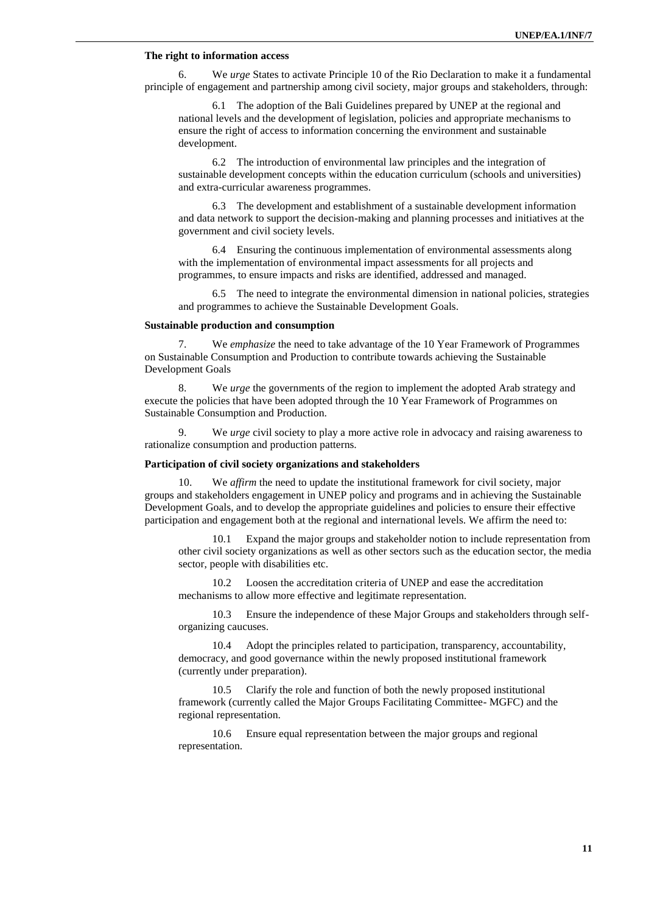**The right to information access**

6. We *urge* States to activate Principle 10 of the Rio Declaration to make it a fundamental principle of engagement and partnership among civil society, major groups and stakeholders, through:

6.1 The adoption of the Bali Guidelines prepared by UNEP at the regional and national levels and the development of legislation, policies and appropriate mechanisms to ensure the right of access to information concerning the environment and sustainable development.

6.2 The introduction of environmental law principles and the integration of sustainable development concepts within the education curriculum (schools and universities) and extra-curricular awareness programmes.

6.3 The development and establishment of a sustainable development information and data network to support the decision-making and planning processes and initiatives at the government and civil society levels.

6.4 Ensuring the continuous implementation of environmental assessments along with the implementation of environmental impact assessments for all projects and programmes, to ensure impacts and risks are identified, addressed and managed.

6.5 The need to integrate the environmental dimension in national policies, strategies and programmes to achieve the Sustainable Development Goals.

**Sustainable production and consumption**

7. We *emphasize* the need to take advantage of the 10 Year Framework of Programmes on Sustainable Consumption and Production to contribute towards achieving the Sustainable Development Goals

8. We *urge* the governments of the region to implement the adopted Arab strategy and execute the policies that have been adopted through the 10 Year Framework of Programmes on Sustainable Consumption and Production.

9. We *urge* civil society to play a more active role in advocacy and raising awareness to rationalize consumption and production patterns.

**Participation of civil society organizations and stakeholders**

10. We *affirm* the need to update the institutional framework for civil society, major groups and stakeholders engagement in UNEP policy and programs and in achieving the Sustainable Development Goals, and to develop the appropriate guidelines and policies to ensure their effective participation and engagement both at the regional and international levels. We affirm the need to:

10.1 Expand the major groups and stakeholder notion to include representation from other civil society organizations as well as other sectors such as the education sector, the media sector, people with disabilities etc.

10.2 Loosen the accreditation criteria of UNEP and ease the accreditation mechanisms to allow more effective and legitimate representation.

10.3 Ensure the independence of these Major Groups and stakeholders through self-organizing caucuses.

10.4 Adopt the principles related to participation, transparency, accountability, democracy, and good governance within the newly proposed institutional framework (currently under preparation).

10.5 Clarify the role and function of both the newly proposed institutional framework (currently called the Major Groups Facilitating Committee- MGFC) and the regional representation.

10.6 Ensure equal representation between the major groups and regional representation.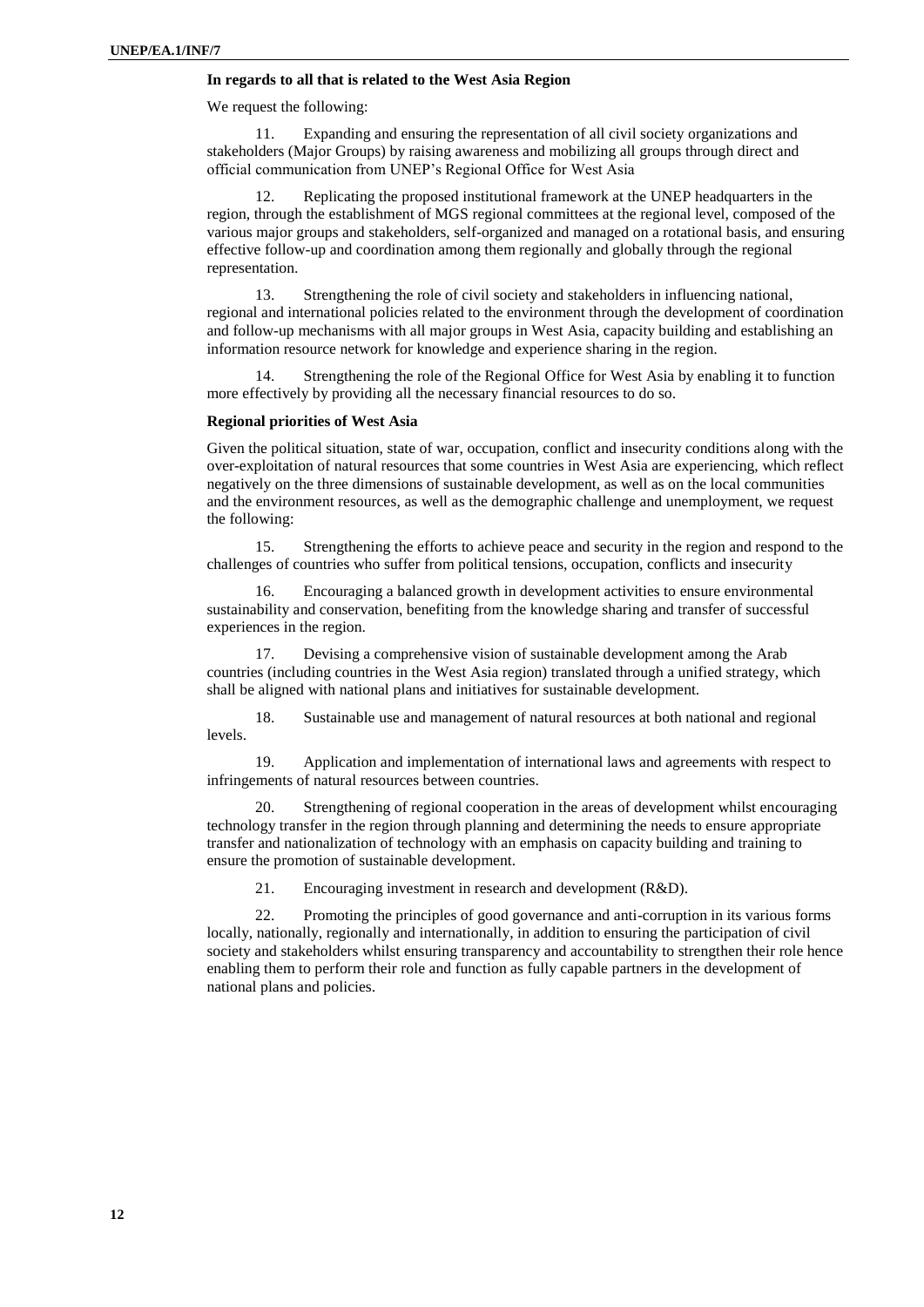**In regards to all that is related to the West Asia Region**

We request the following:

11. Expanding and ensuring the representation of all civil society organizations and stakeholders (Major Groups) by raising awareness and mobilizing all groups through direct and official communication from UNEP's Regional Office for West Asia

12. Replicating the proposed institutional framework at the UNEP headquarters in the region, through the establishment of MGS regional committees at the regional level, composed of the various major groups and stakeholders, self-organized and managed on a rotational basis, and ensuring effective follow-up and coordination among them regionally and globally through the regional representation.

13. Strengthening the role of civil society and stakeholders in influencing national, regional and international policies related to the environment through the development of coordination and follow-up mechanisms with all major groups in West Asia, capacity building and establishing an information resource network for knowledge and experience sharing in the region.

14. Strengthening the role of the Regional Office for West Asia by enabling it to function more effectively by providing all the necessary financial resources to do so.

**Regional priorities of West Asia**

Given the political situation, state of war, occupation, conflict and insecurity conditions along with the over-exploitation of natural resources that some countries in West Asia are experiencing, which reflect negatively on the three dimensions of sustainable development, as well as on the local communities and the environment resources, as well as the demographic challenge and unemployment, we request the following:

15. Strengthening the efforts to achieve peace and security in the region and respond to the challenges of countries who suffer from political tensions, occupation, conflicts and insecurity

16. Encouraging a balanced growth in development activities to ensure environmental sustainability and conservation, benefiting from the knowledge sharing and transfer of successful experiences in the region.

17. Devising a comprehensive vision of sustainable development among the Arab countries (including countries in the West Asia region) translated through a unified strategy, which shall be aligned with national plans and initiatives for sustainable development.

18. Sustainable use and management of natural resources at both national and regional levels.

19. Application and implementation of international laws and agreements with respect to infringements of natural resources between countries.

20. Strengthening of regional cooperation in the areas of development whilst encouraging technology transfer in the region through planning and determining the needs to ensure appropriate transfer and nationalization of technology with an emphasis on capacity building and training to ensure the promotion of sustainable development.

21. Encouraging investment in research and development (R&D).

22. Promoting the principles of good governance and anti-corruption in its various forms locally, nationally, regionally and internationally, in addition to ensuring the participation of civil society and stakeholders whilst ensuring transparency and accountability to strengthen their role hence enabling them to perform their role and function as fully capable partners in the development of national plans and policies.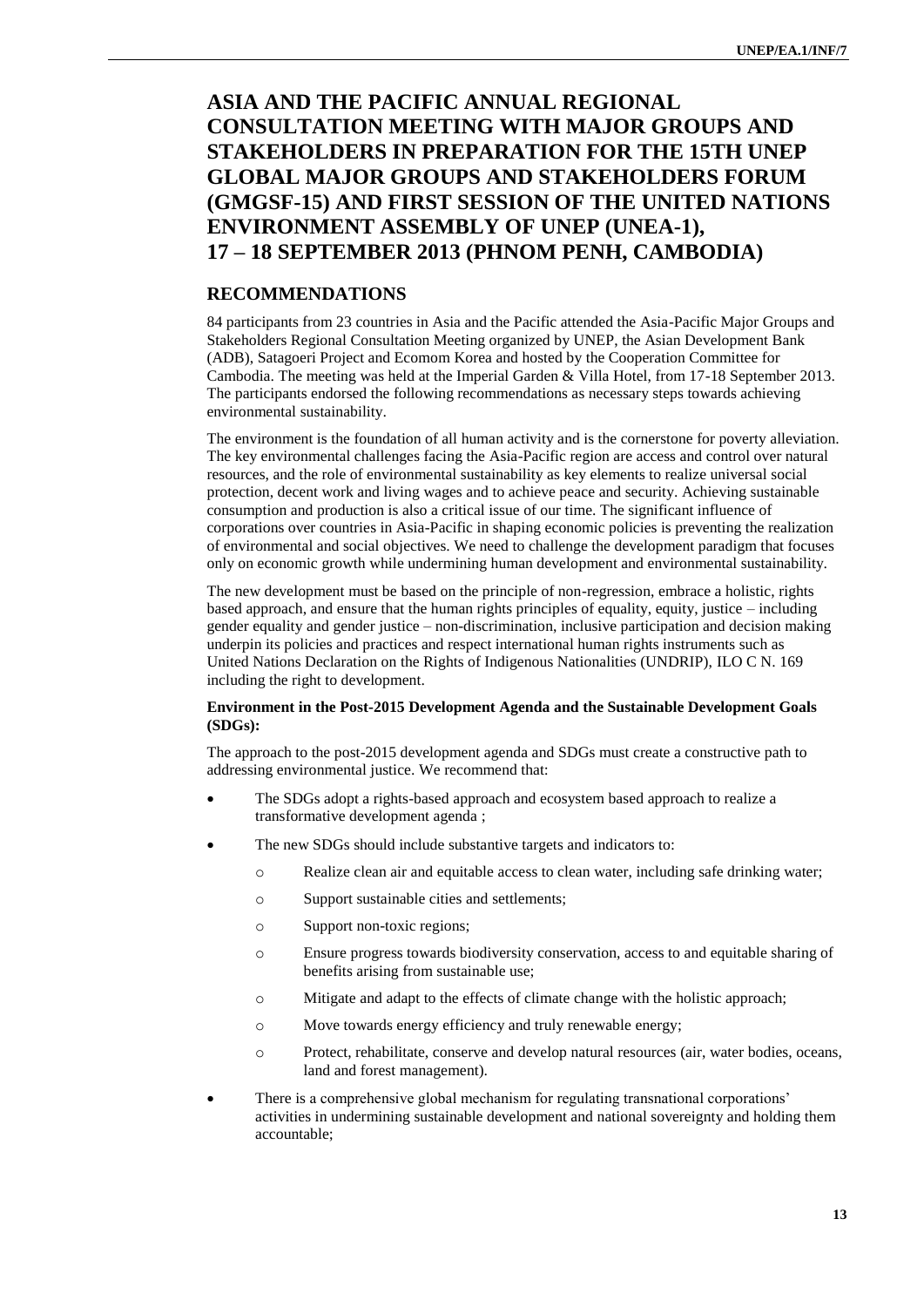# ASIA AND THE PACIFIC ANNUAL REGIONAL CONSULTATION MEETING WITH MAJOR GROUPS AND STAKEHOLDERS IN PREPARATION FOR THE 15TH UNEP GLOBAL MAJOR GROUPS AND STAKEHOLDERS FORUM (GMGSF-15) AND FIRST SESSION OF THE UNITED NATIONS ENVIRONMENT ASSEMBLY OF UNEP (UNEA-1), 17 – 18 SEPTEMBER 2013 (PHNOM PENH, CAMBODIA)

## RECOMMENDATIONS

84 participants from 23 countries in Asia and the Pacific attended the Asia-Pacific Major Groups and Stakeholders Regional Consultation Meeting organized by UNEP, the Asian Development Bank (ADB), Satagoeri Project and Ecomom Korea and hosted by the Cooperation Committee for Cambodia. The meeting was held at the Imperial Garden & Villa Hotel, from 17-18 September 2013. The participants endorsed the following recommendations as necessary steps towards achieving environmental sustainability.

The environment is the foundation of all human activity and is the cornerstone for poverty alleviation. The key environmental challenges facing the Asia-Pacific region are access and control over natural resources, and the role of environmental sustainability as key elements to realize universal social protection, decent work and living wages and to achieve peace and security. Achieving sustainable consumption and production is also a critical issue of our time. The significant influence of corporations over countries in Asia-Pacific in shaping economic policies is preventing the realization of environmental and social objectives. We need to challenge the development paradigm that focuses only on economic growth while undermining human development and environmental sustainability.

The new development must be based on the principle of non-regression, embrace a holistic, rights based approach, and ensure that the human rights principles of equality, equity, justice – including gender equality and gender justice – non-discrimination, inclusive participation and decision making underpin its policies and practices and respect international human rights instruments such as United Nations Declaration on the Rights of Indigenous Nationalities (UNDRIP), ILO C N. 169 including the right to development.

**Environment in the Post-2015 Development Agenda and the Sustainable Development Goals (SDGs):**

The approach to the post-2015 development agenda and SDGs must create a constructive path to addressing environmental justice. We recommend that:

- The SDGs adopt a rights-based approach and ecosystem based approach to realize a transformative development agenda ;
- The new SDGs should include substantive targets and indicators to:
  - Realize clean air and equitable access to clean water, including safe drinking water;
  - Support sustainable cities and settlements;
  - Support non-toxic regions;
  - Ensure progress towards biodiversity conservation, access to and equitable sharing of benefits arising from sustainable use;
  - Mitigate and adapt to the effects of climate change with the holistic approach;
  - Move towards energy efficiency and truly renewable energy;
  - Protect, rehabilitate, conserve and develop natural resources (air, water bodies, oceans, land and forest management).
- There is a comprehensive global mechanism for regulating transnational corporations' activities in undermining sustainable development and national sovereignty and holding them accountable;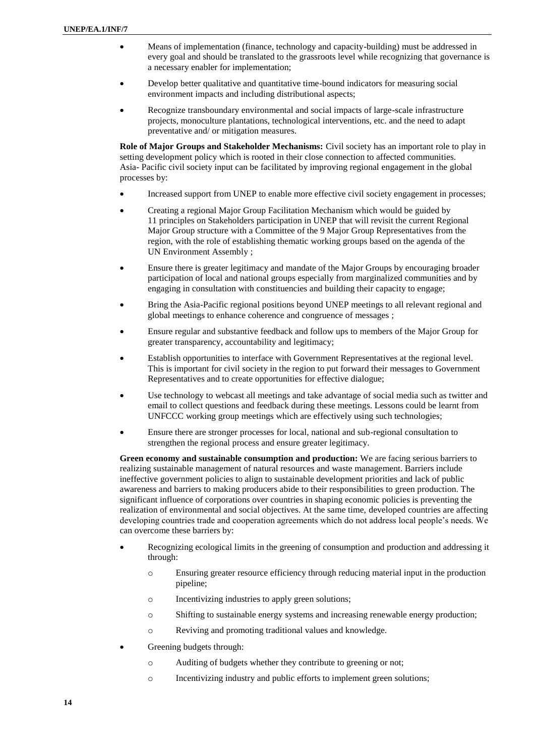- Means of implementation (finance, technology and capacity-building) must be addressed in every goal and should be translated to the grassroots level while recognizing that governance is a necessary enabler for implementation;
- Develop better qualitative and quantitative time-bound indicators for measuring social environment impacts and including distributional aspects;
- Recognize transboundary environmental and social impacts of large-scale infrastructure projects, monoculture plantations, technological interventions, etc. and the need to adapt preventative and/ or mitigation measures.

**Role of Major Groups and Stakeholder Mechanisms:** Civil society has an important role to play in setting development policy which is rooted in their close connection to affected communities. Asia- Pacific civil society input can be facilitated by improving regional engagement in the global processes by:

- Increased support from UNEP to enable more effective civil society engagement in processes;
- Creating a regional Major Group Facilitation Mechanism which would be guided by 11 principles on Stakeholders participation in UNEP that will revisit the current Regional Major Group structure with a Committee of the 9 Major Group Representatives from the region, with the role of establishing thematic working groups based on the agenda of the UN Environment Assembly ;
- Ensure there is greater legitimacy and mandate of the Major Groups by encouraging broader participation of local and national groups especially from marginalized communities and by engaging in consultation with constituencies and building their capacity to engage;
- Bring the Asia-Pacific regional positions beyond UNEP meetings to all relevant regional and global meetings to enhance coherence and congruence of messages ;
- Ensure regular and substantive feedback and follow ups to members of the Major Group for greater transparency, accountability and legitimacy;
- Establish opportunities to interface with Government Representatives at the regional level. This is important for civil society in the region to put forward their messages to Government Representatives and to create opportunities for effective dialogue;
- Use technology to webcast all meetings and take advantage of social media such as twitter and email to collect questions and feedback during these meetings. Lessons could be learnt from UNFCCC working group meetings which are effectively using such technologies;
- Ensure there are stronger processes for local, national and sub-regional consultation to strengthen the regional process and ensure greater legitimacy.

**Green economy and sustainable consumption and production:** We are facing serious barriers to realizing sustainable management of natural resources and waste management. Barriers include ineffective government policies to align to sustainable development priorities and lack of public awareness and barriers to making producers abide to their responsibilities to green production. The significant influence of corporations over countries in shaping economic policies is preventing the realization of environmental and social objectives. At the same time, developed countries are affecting developing countries trade and cooperation agreements which do not address local people's needs. We can overcome these barriers by:

- Recognizing ecological limits in the greening of consumption and production and addressing it through:
  - Ensuring greater resource efficiency through reducing material input in the production pipeline;
  - Incentivizing industries to apply green solutions;
  - Shifting to sustainable energy systems and increasing renewable energy production;
  - Reviving and promoting traditional values and knowledge.
- Greening budgets through:
  - Auditing of budgets whether they contribute to greening or not;
  - Incentivizing industry and public efforts to implement green solutions;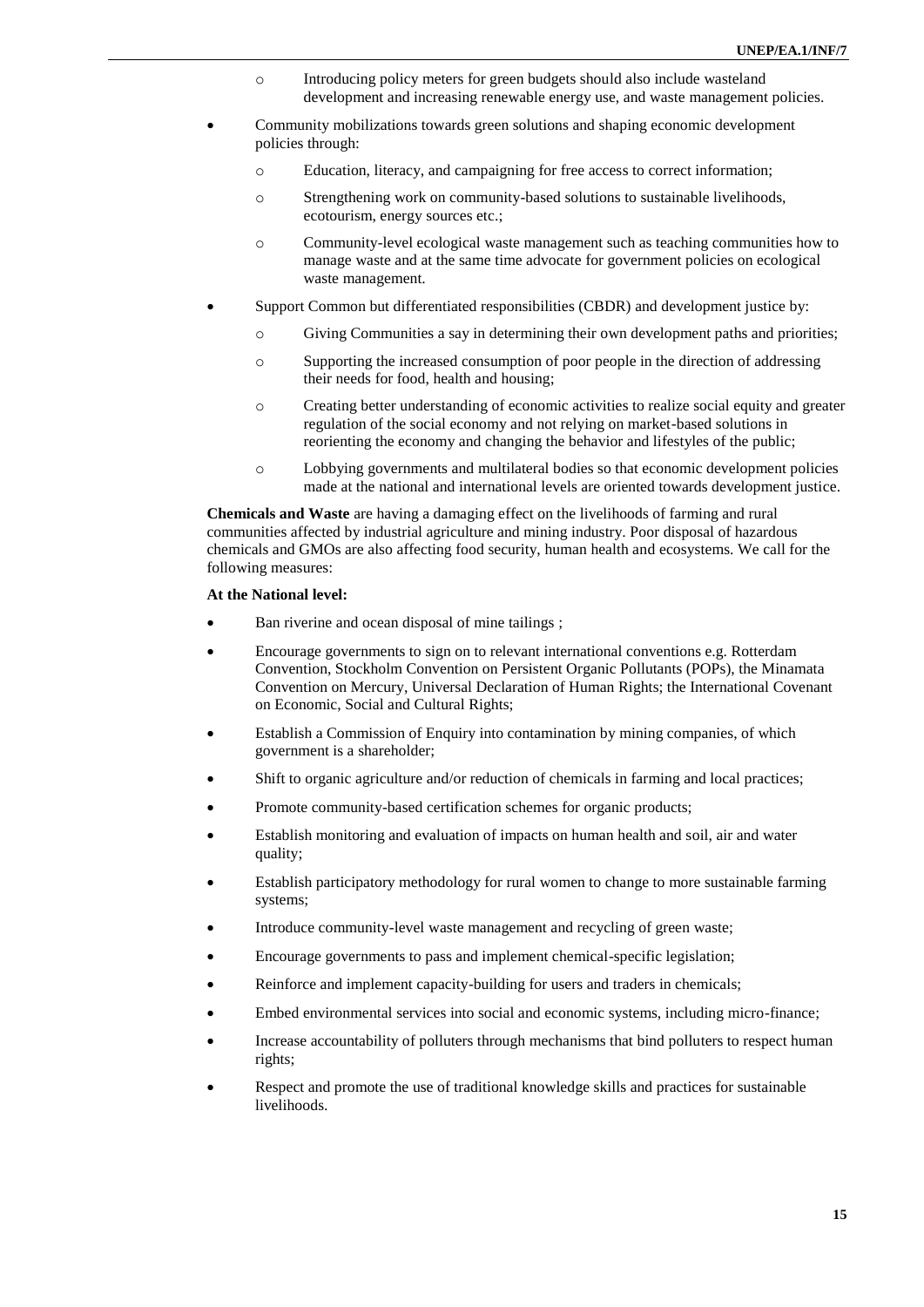- Introducing policy meters for green budgets should also include wasteland development and increasing renewable energy use, and waste management policies.
- Community mobilizations towards green solutions and shaping economic development policies through:
    - Education, literacy, and campaigning for free access to correct information;
    - Strengthening work on community-based solutions to sustainable livelihoods, ecotourism, energy sources etc.;
    - Community-level ecological waste management such as teaching communities how to manage waste and at the same time advocate for government policies on ecological waste management.
- Support Common but differentiated responsibilities (CBDR) and development justice by:
    - Giving Communities a say in determining their own development paths and priorities;
    - Supporting the increased consumption of poor people in the direction of addressing their needs for food, health and housing;
    - Creating better understanding of economic activities to realize social equity and greater regulation of the social economy and not relying on market-based solutions in reorienting the economy and changing the behavior and lifestyles of the public;
    - Lobbying governments and multilateral bodies so that economic development policies made at the national and international levels are oriented towards development justice.

**Chemicals and Waste** are having a damaging effect on the livelihoods of farming and rural communities affected by industrial agriculture and mining industry. Poor disposal of hazardous chemicals and GMOs are also affecting food security, human health and ecosystems. We call for the following measures:

**At the National level:**

- Ban riverine and ocean disposal of mine tailings ;
- Encourage governments to sign on to relevant international conventions e.g. Rotterdam Convention, Stockholm Convention on Persistent Organic Pollutants (POPs), the Minamata Convention on Mercury, Universal Declaration of Human Rights; the International Covenant on Economic, Social and Cultural Rights;
- Establish a Commission of Enquiry into contamination by mining companies, of which government is a shareholder;
- Shift to organic agriculture and/or reduction of chemicals in farming and local practices;
- Promote community-based certification schemes for organic products;
- Establish monitoring and evaluation of impacts on human health and soil, air and water quality;
- Establish participatory methodology for rural women to change to more sustainable farming systems;
- Introduce community-level waste management and recycling of green waste;
- Encourage governments to pass and implement chemical-specific legislation;
- Reinforce and implement capacity-building for users and traders in chemicals;
- Embed environmental services into social and economic systems, including micro-finance;
- Increase accountability of polluters through mechanisms that bind polluters to respect human rights;
- Respect and promote the use of traditional knowledge skills and practices for sustainable livelihoods.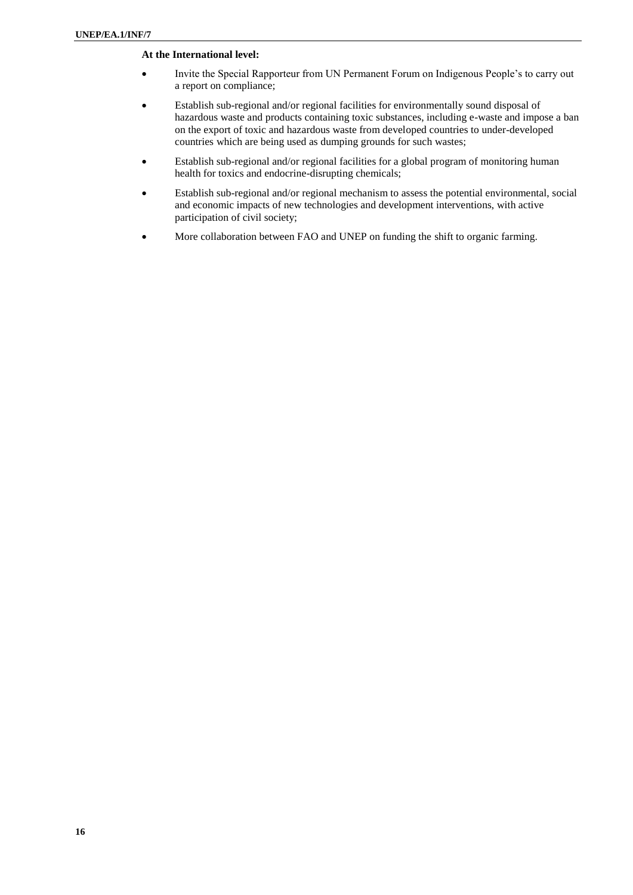**At the International level:**

- Invite the Special Rapporteur from UN Permanent Forum on Indigenous People's to carry out a report on compliance;
- Establish sub-regional and/or regional facilities for environmentally sound disposal of hazardous waste and products containing toxic substances, including e-waste and impose a ban on the export of toxic and hazardous waste from developed countries to under-developed countries which are being used as dumping grounds for such wastes;
- Establish sub-regional and/or regional facilities for a global program of monitoring human health for toxics and endocrine-disrupting chemicals;
- Establish sub-regional and/or regional mechanism to assess the potential environmental, social and economic impacts of new technologies and development interventions, with active participation of civil society;
- More collaboration between FAO and UNEP on funding the shift to organic farming.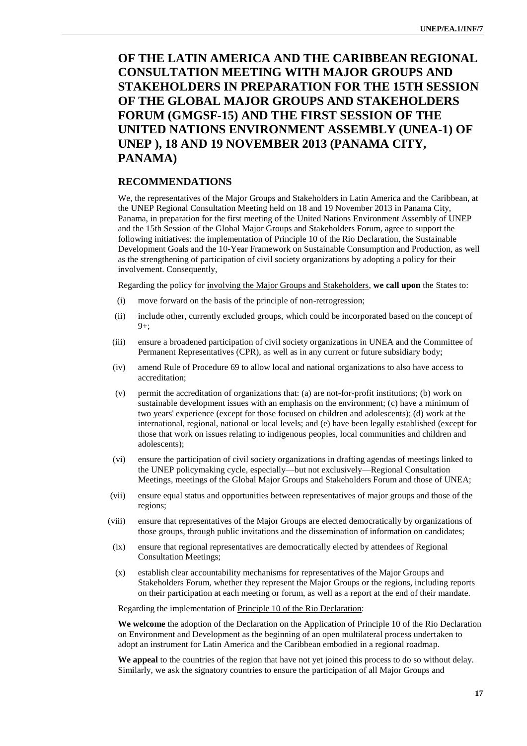# OF THE LATIN AMERICA AND THE CARIBBEAN REGIONAL CONSULTATION MEETING WITH MAJOR GROUPS AND STAKEHOLDERS IN PREPARATION FOR THE 15TH SESSION OF THE GLOBAL MAJOR GROUPS AND STAKEHOLDERS FORUM (GMGSF-15) AND THE FIRST SESSION OF THE UNITED NATIONS ENVIRONMENT ASSEMBLY (UNEA-1) OF UNEP ), 18 AND 19 NOVEMBER 2013 (PANAMA CITY, PANAMA)

## RECOMMENDATIONS

We, the representatives of the Major Groups and Stakeholders in Latin America and the Caribbean, at the UNEP Regional Consultation Meeting held on 18 and 19 November 2013 in Panama City, Panama, in preparation for the first meeting of the United Nations Environment Assembly of UNEP and the 15th Session of the Global Major Groups and Stakeholders Forum, agree to support the following initiatives: the implementation of Principle 10 of the Rio Declaration, the Sustainable Development Goals and the 10-Year Framework on Sustainable Consumption and Production, as well as the strengthening of participation of civil society organizations by adopting a policy for their involvement. Consequently,

Regarding the policy for involving the Major Groups and Stakeholders, **we call upon** the States to:

(i) move forward on the basis of the principle of non-retrogression;

(ii) include other, currently excluded groups, which could be incorporated based on the concept of 9+;

(iii) ensure a broadened participation of civil society organizations in UNEA and the Committee of Permanent Representatives (CPR), as well as in any current or future subsidiary body;

(iv) amend Rule of Procedure 69 to allow local and national organizations to also have access to accreditation;

(v) permit the accreditation of organizations that: (a) are not-for-profit institutions; (b) work on sustainable development issues with an emphasis on the environment; (c) have a minimum of two years' experience (except for those focused on children and adolescents); (d) work at the international, regional, national or local levels; and (e) have been legally established (except for those that work on issues relating to indigenous peoples, local communities and children and adolescents);

(vi) ensure the participation of civil society organizations in drafting agendas of meetings linked to the UNEP policymaking cycle, especially—but not exclusively—Regional Consultation Meetings, meetings of the Global Major Groups and Stakeholders Forum and those of UNEA;

(vii) ensure equal status and opportunities between representatives of major groups and those of the regions;

(viii) ensure that representatives of the Major Groups are elected democratically by organizations of those groups, through public invitations and the dissemination of information on candidates;

(ix) ensure that regional representatives are democratically elected by attendees of Regional Consultation Meetings;

(x) establish clear accountability mechanisms for representatives of the Major Groups and Stakeholders Forum, whether they represent the Major Groups or the regions, including reports on their participation at each meeting or forum, as well as a report at the end of their mandate.

Regarding the implementation of Principle 10 of the Rio Declaration:

**We welcome** the adoption of the Declaration on the Application of Principle 10 of the Rio Declaration on Environment and Development as the beginning of an open multilateral process undertaken to adopt an instrument for Latin America and the Caribbean embodied in a regional roadmap.

**We appeal** to the countries of the region that have not yet joined this process to do so without delay. Similarly, we ask the signatory countries to ensure the participation of all Major Groups and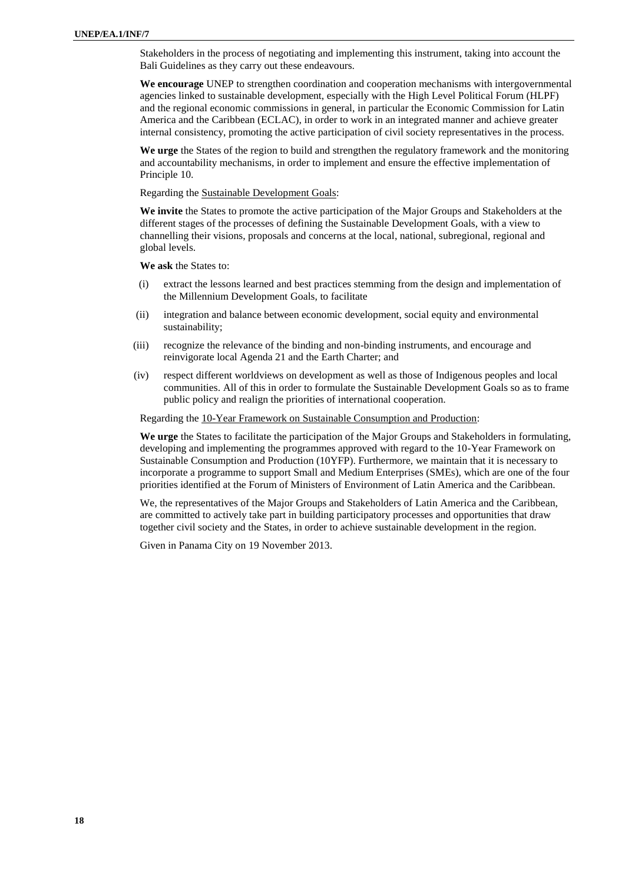Stakeholders in the process of negotiating and implementing this instrument, taking into account the Bali Guidelines as they carry out these endeavours.

**We encourage** UNEP to strengthen coordination and cooperation mechanisms with intergovernmental agencies linked to sustainable development, especially with the High Level Political Forum (HLPF) and the regional economic commissions in general, in particular the Economic Commission for Latin America and the Caribbean (ECLAC), in order to work in an integrated manner and achieve greater internal consistency, promoting the active participation of civil society representatives in the process.

**We urge** the States of the region to build and strengthen the regulatory framework and the monitoring and accountability mechanisms, in order to implement and ensure the effective implementation of Principle 10.

Regarding the Sustainable Development Goals:

**We invite** the States to promote the active participation of the Major Groups and Stakeholders at the different stages of the processes of defining the Sustainable Development Goals, with a view to channelling their visions, proposals and concerns at the local, national, subregional, regional and global levels.

**We ask** the States to:

(i) extract the lessons learned and best practices stemming from the design and implementation of the Millennium Development Goals, to facilitate

(ii) integration and balance between economic development, social equity and environmental sustainability;

(iii) recognize the relevance of the binding and non-binding instruments, and encourage and reinvigorate local Agenda 21 and the Earth Charter; and

(iv) respect different worldviews on development as well as those of Indigenous peoples and local communities. All of this in order to formulate the Sustainable Development Goals so as to frame public policy and realign the priorities of international cooperation.

Regarding the 10-Year Framework on Sustainable Consumption and Production:

**We urge** the States to facilitate the participation of the Major Groups and Stakeholders in formulating, developing and implementing the programmes approved with regard to the 10-Year Framework on Sustainable Consumption and Production (10YFP). Furthermore, we maintain that it is necessary to incorporate a programme to support Small and Medium Enterprises (SMEs), which are one of the four priorities identified at the Forum of Ministers of Environment of Latin America and the Caribbean.

We, the representatives of the Major Groups and Stakeholders of Latin America and the Caribbean, are committed to actively take part in building participatory processes and opportunities that draw together civil society and the States, in order to achieve sustainable development in the region.

Given in Panama City on 19 November 2013.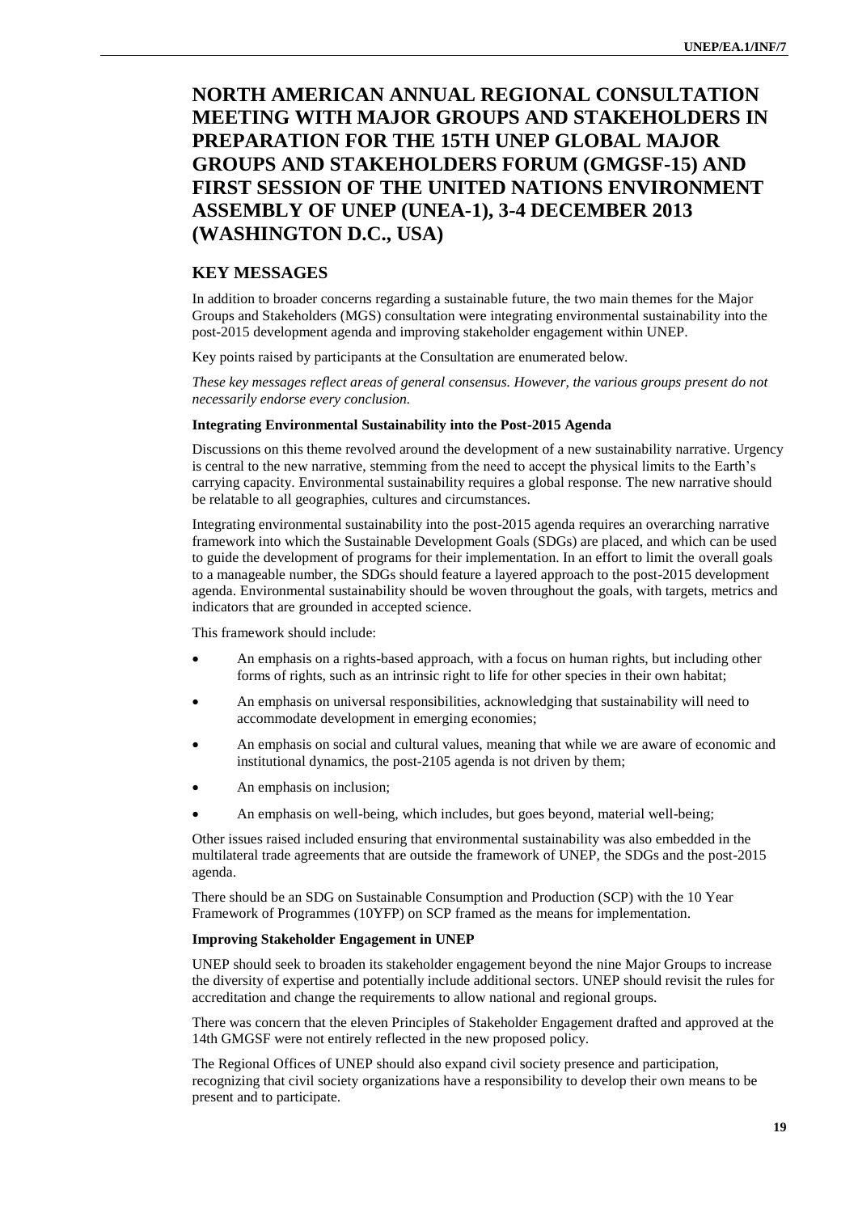# NORTH AMERICAN ANNUAL REGIONAL CONSULTATION MEETING WITH MAJOR GROUPS AND STAKEHOLDERS IN PREPARATION FOR THE 15TH UNEP GLOBAL MAJOR GROUPS AND STAKEHOLDERS FORUM (GMGSF-15) AND FIRST SESSION OF THE UNITED NATIONS ENVIRONMENT ASSEMBLY OF UNEP (UNEA-1), 3-4 DECEMBER 2013 (WASHINGTON D.C., USA)

## KEY MESSAGES

In addition to broader concerns regarding a sustainable future, the two main themes for the Major Groups and Stakeholders (MGS) consultation were integrating environmental sustainability into the post-2015 development agenda and improving stakeholder engagement within UNEP.

Key points raised by participants at the Consultation are enumerated below.

*These key messages reflect areas of general consensus. However, the various groups present do not necessarily endorse every conclusion.*

**Integrating Environmental Sustainability into the Post-2015 Agenda**

Discussions on this theme revolved around the development of a new sustainability narrative. Urgency is central to the new narrative, stemming from the need to accept the physical limits to the Earth's carrying capacity. Environmental sustainability requires a global response. The new narrative should be relatable to all geographies, cultures and circumstances.

Integrating environmental sustainability into the post-2015 agenda requires an overarching narrative framework into which the Sustainable Development Goals (SDGs) are placed, and which can be used to guide the development of programs for their implementation. In an effort to limit the overall goals to a manageable number, the SDGs should feature a layered approach to the post-2015 development agenda. Environmental sustainability should be woven throughout the goals, with targets, metrics and indicators that are grounded in accepted science.

This framework should include:

- An emphasis on a rights-based approach, with a focus on human rights, but including other forms of rights, such as an intrinsic right to life for other species in their own habitat;
- An emphasis on universal responsibilities, acknowledging that sustainability will need to accommodate development in emerging economies;
- An emphasis on social and cultural values, meaning that while we are aware of economic and institutional dynamics, the post-2105 agenda is not driven by them;
- An emphasis on inclusion;
- An emphasis on well-being, which includes, but goes beyond, material well-being;

Other issues raised included ensuring that environmental sustainability was also embedded in the multilateral trade agreements that are outside the framework of UNEP, the SDGs and the post-2015 agenda.

There should be an SDG on Sustainable Consumption and Production (SCP) with the 10 Year Framework of Programmes (10YFP) on SCP framed as the means for implementation.

**Improving Stakeholder Engagement in UNEP**

UNEP should seek to broaden its stakeholder engagement beyond the nine Major Groups to increase the diversity of expertise and potentially include additional sectors. UNEP should revisit the rules for accreditation and change the requirements to allow national and regional groups.

There was concern that the eleven Principles of Stakeholder Engagement drafted and approved at the 14th GMGSF were not entirely reflected in the new proposed policy.

The Regional Offices of UNEP should also expand civil society presence and participation, recognizing that civil society organizations have a responsibility to develop their own means to be present and to participate.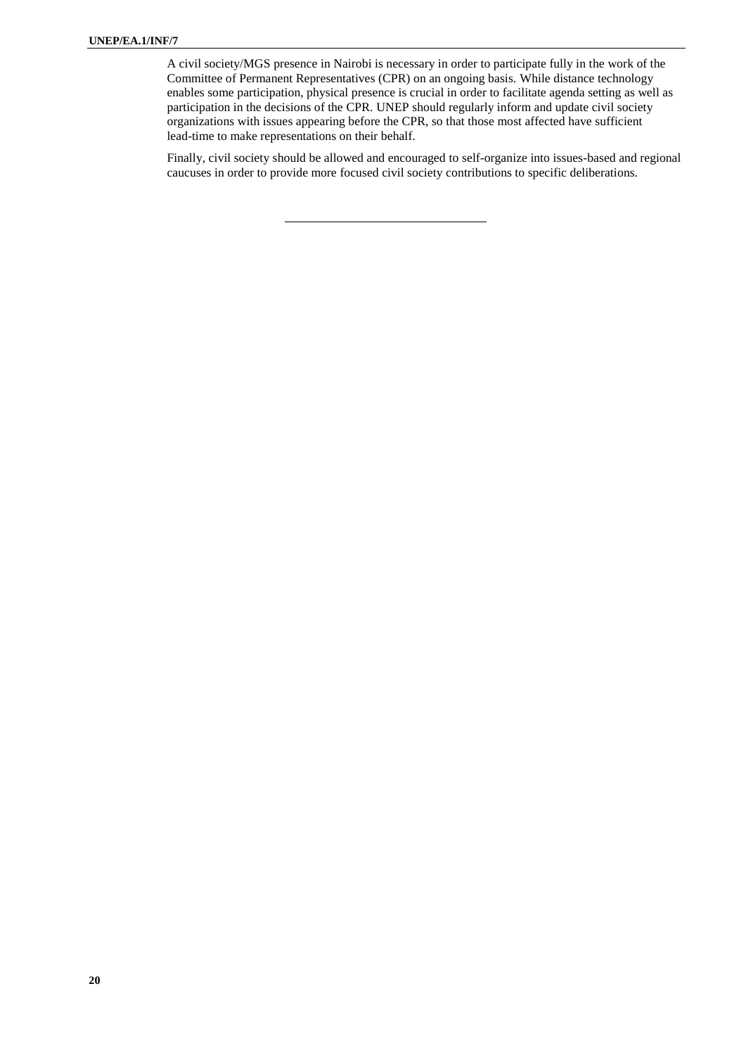A civil society/MGS presence in Nairobi is necessary in order to participate fully in the work of the Committee of Permanent Representatives (CPR) on an ongoing basis. While distance technology enables some participation, physical presence is crucial in order to facilitate agenda setting as well as participation in the decisions of the CPR. UNEP should regularly inform and update civil society organizations with issues appearing before the CPR, so that those most affected have sufficient lead-time to make representations on their behalf.

Finally, civil society should be allowed and encouraged to self-organize into issues-based and regional caucuses in order to provide more focused civil society contributions to specific deliberations.